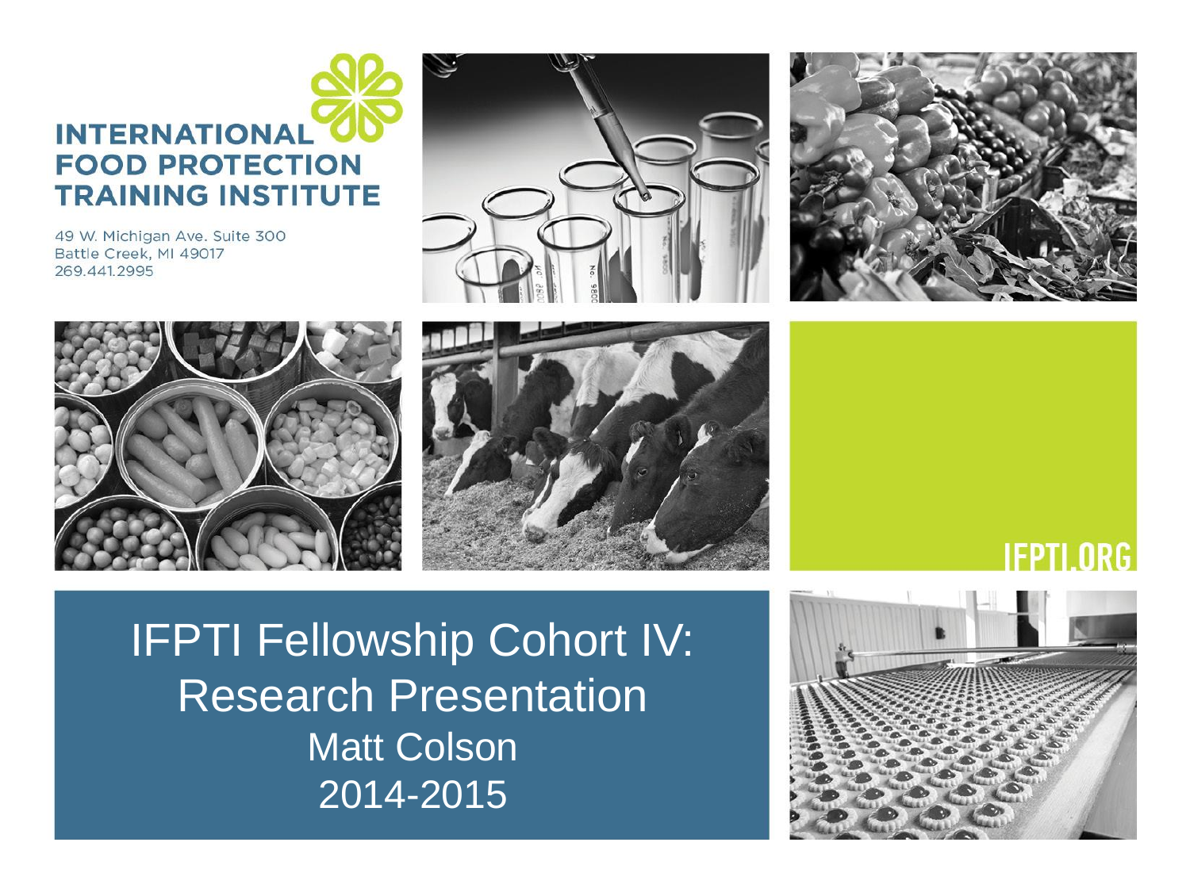INTERNATIONAL FOOD PROTECTION TRAINING INSTITUTE

49 W. Michigan Ave. Suite 300
Battle Creek, MI 49017
269.441.2995

IFPTI.ORG

# IFPTI Fellowship Cohort IV: Research Presentation

Matt Colson

2014-2015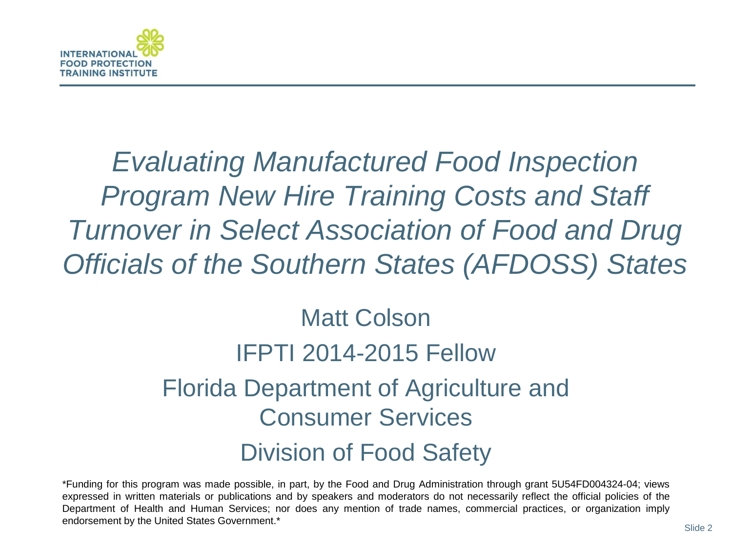# *Evaluating Manufactured Food Inspection Program New Hire Training Costs and Staff Turnover in Select Association of Food and Drug Officials of the Southern States (AFDOSS) States*

Matt Colson

IFPTI 2014-2015 Fellow

Florida Department of Agriculture and Consumer Services

Division of Food Safety

*Funding for this program was made possible, in part, by the Food and Drug Administration through grant 5U54FD004324-04; views expressed in written materials or publications and by speakers and moderators do not necessarily reflect the official policies of the Department of Health and Human Services; nor does any mention of trade names, commercial practices, or organization imply endorsement by the United States Government.*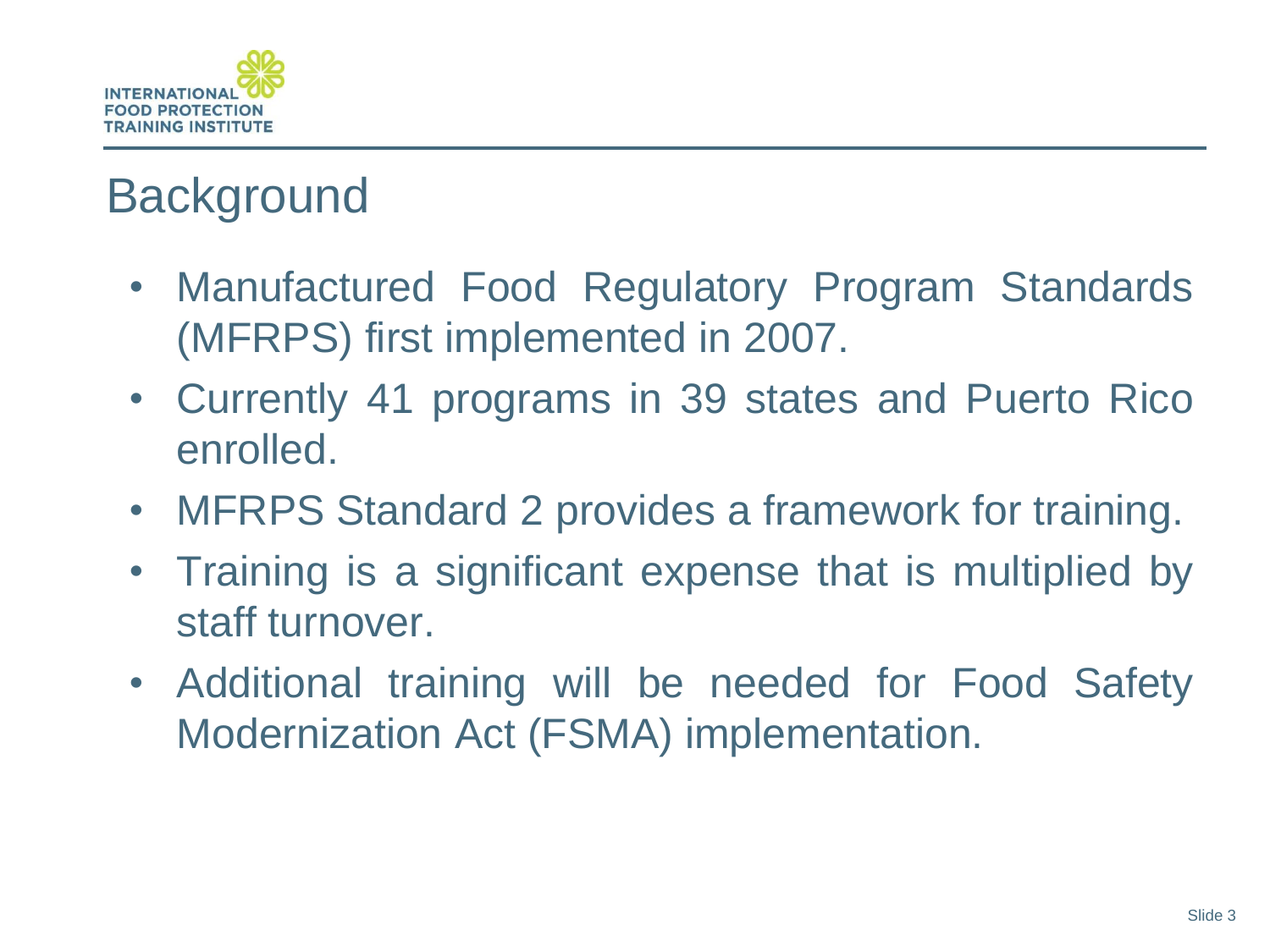# Background

- Manufactured Food Regulatory Program Standards (MFRPS) first implemented in 2007.
- Currently 41 programs in 39 states and Puerto Rico enrolled.
- MFRPS Standard 2 provides a framework for training.
- Training is a significant expense that is multiplied by staff turnover.
- Additional training will be needed for Food Safety Modernization Act (FSMA) implementation.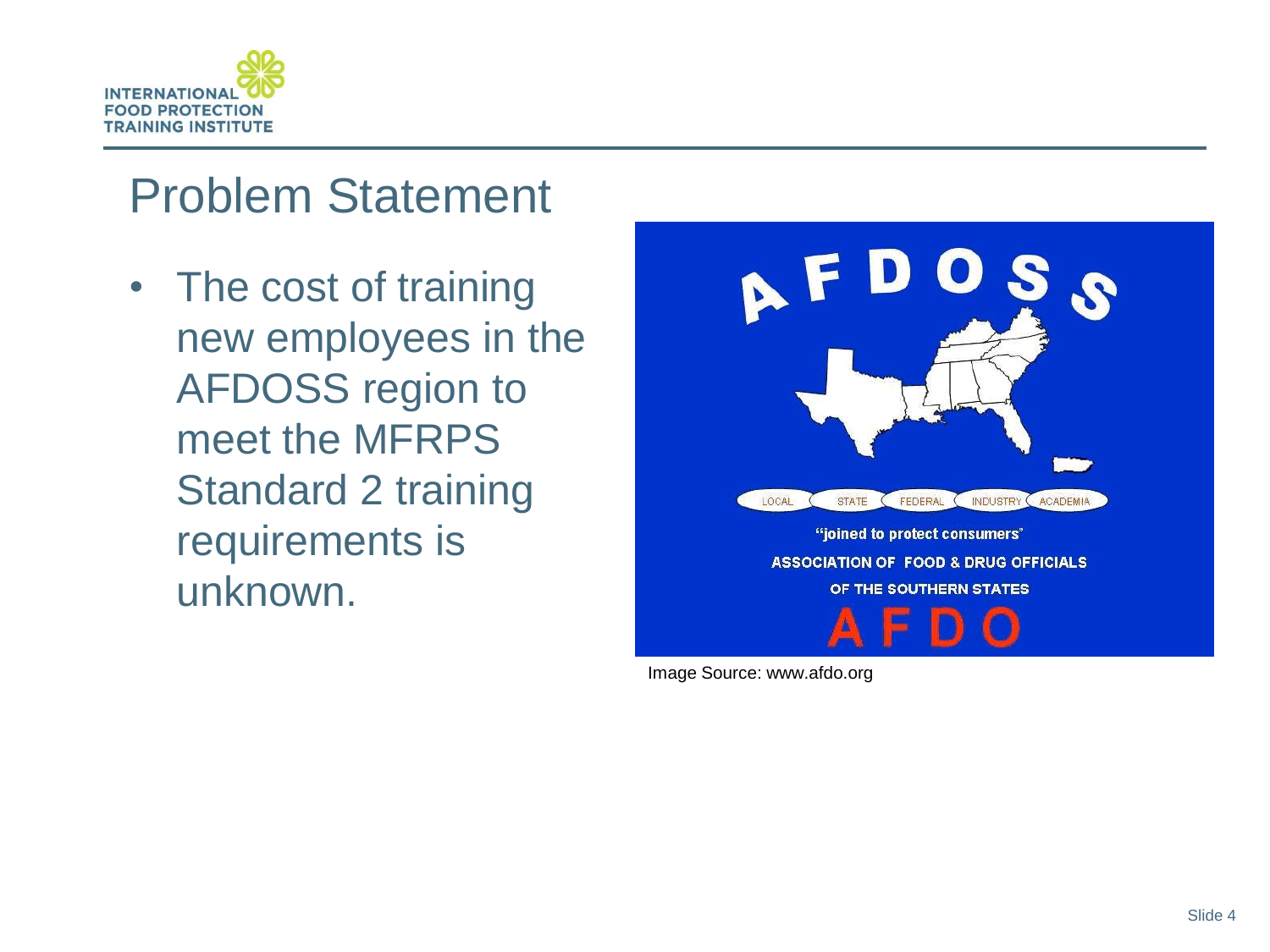# Problem Statement

- The cost of training new employees in the AFDOSS region to meet the MFRPS Standard 2 training requirements is unknown.

Image Source: www.afdo.org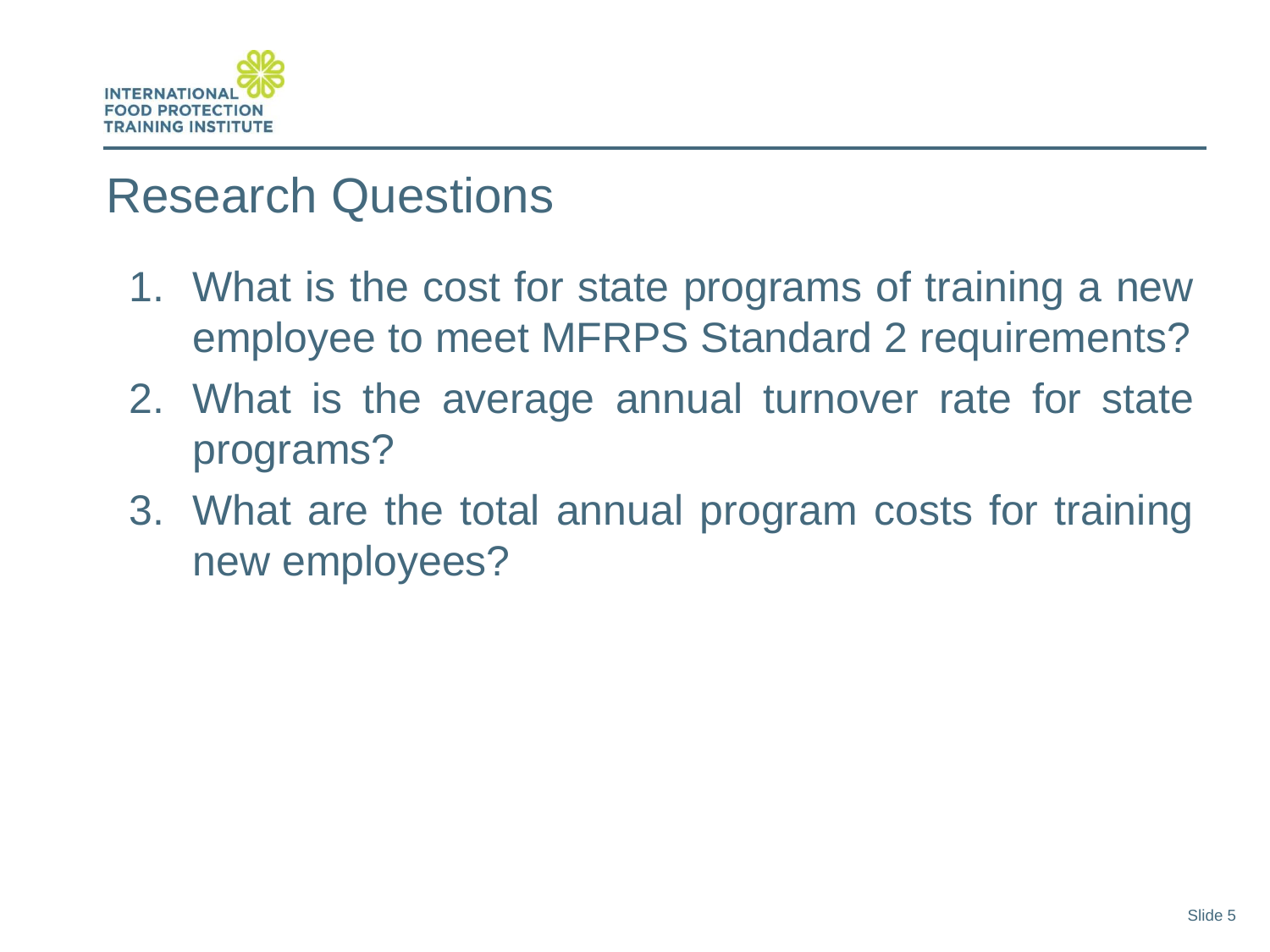# Research Questions

1. What is the cost for state programs of training a new employee to meet MFRPS Standard 2 requirements?
2. What is the average annual turnover rate for state programs?
3. What are the total annual program costs for training new employees?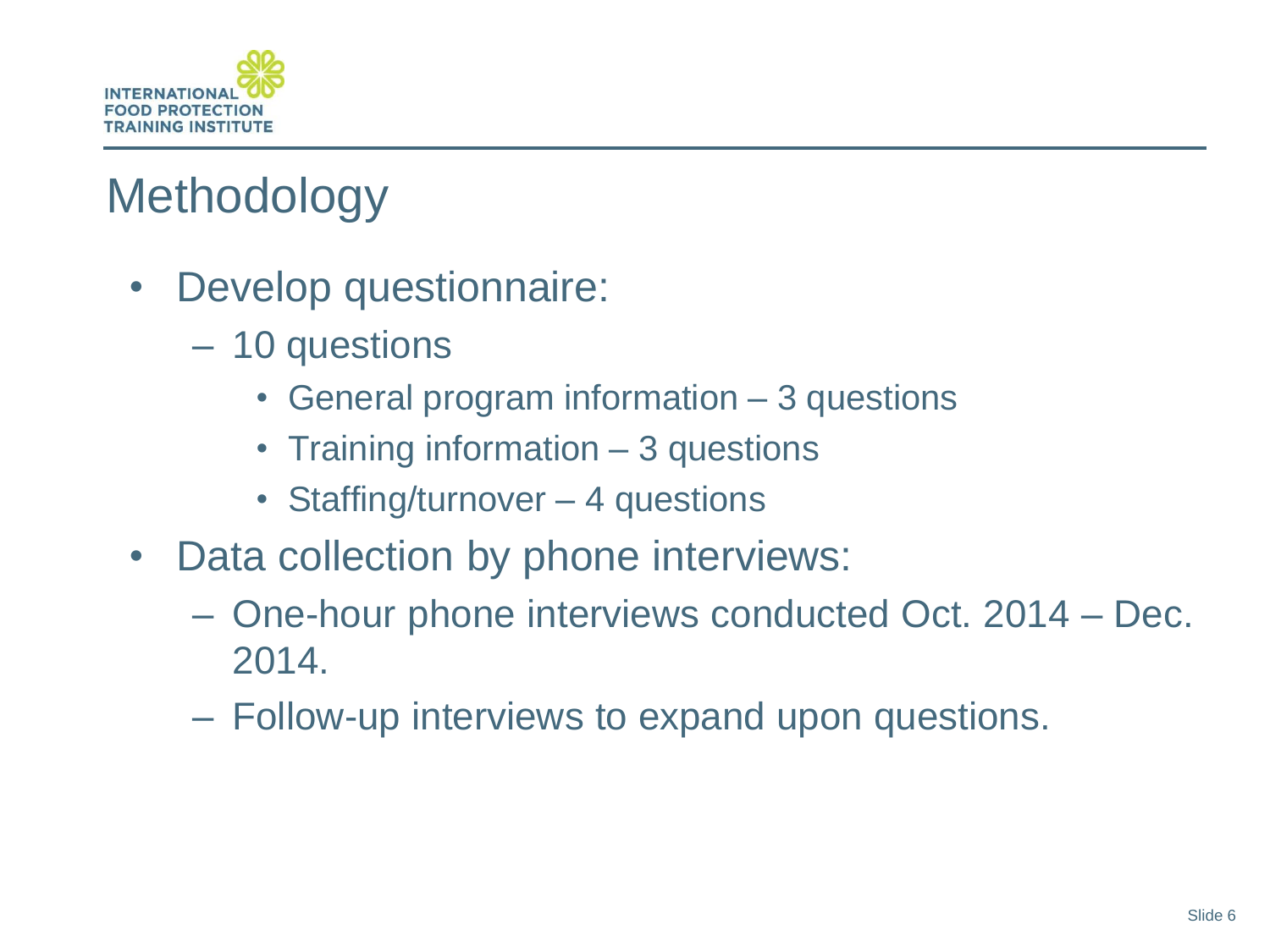# Methodology

- Develop questionnaire:
  - 10 questions
    - General program information – 3 questions
    - Training information – 3 questions
    - Staffing/turnover – 4 questions
- Data collection by phone interviews:
  - One-hour phone interviews conducted Oct. 2014 – Dec. 2014.
  - Follow-up interviews to expand upon questions.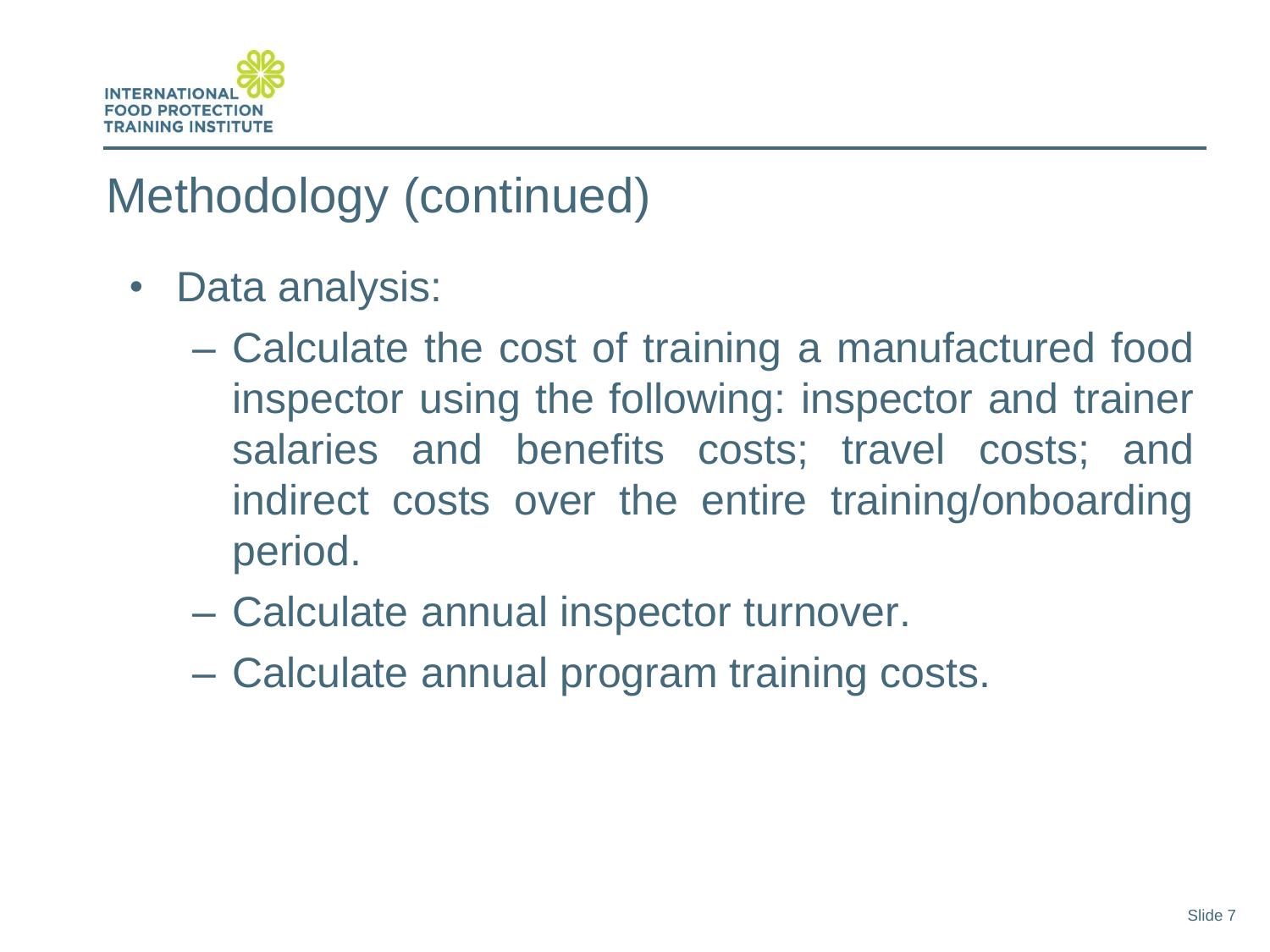# Methodology (continued)

- Data analysis:
  - Calculate the cost of training a manufactured food inspector using the following: inspector and trainer salaries and benefits costs; travel costs; and indirect costs over the entire training/onboarding period.
  - Calculate annual inspector turnover.
  - Calculate annual program training costs.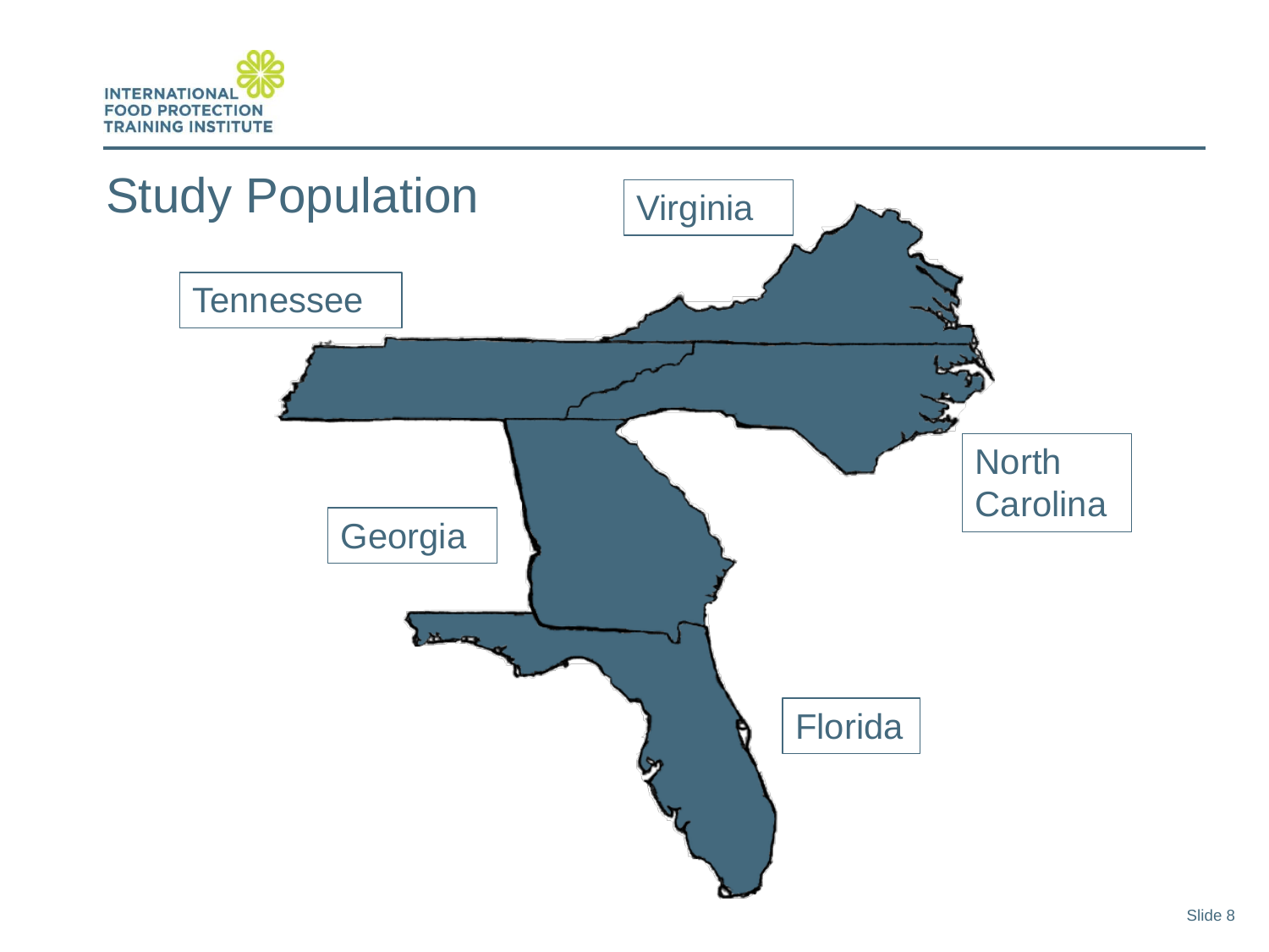# Study Population

Virginia

Tennessee

North Carolina

Georgia

Florida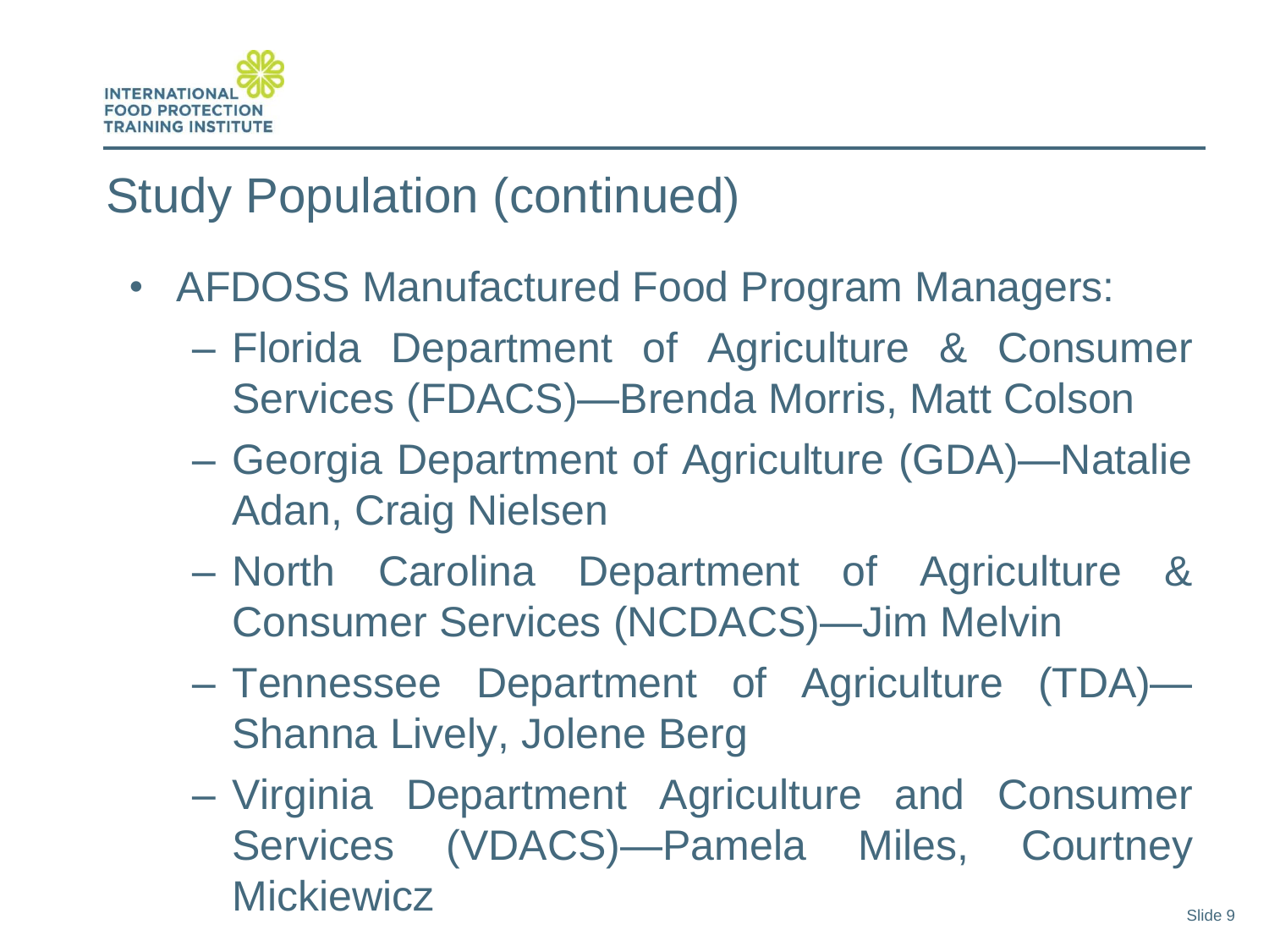# Study Population (continued)

- AFDOSS Manufactured Food Program Managers:
  - Florida Department of Agriculture & Consumer Services (FDACS)—Brenda Morris, Matt Colson
  - Georgia Department of Agriculture (GDA)—Natalie Adan, Craig Nielsen
  - North Carolina Department of Agriculture & Consumer Services (NCDACS)—Jim Melvin
  - Tennessee Department of Agriculture (TDA)—Shanna Lively, Jolene Berg
  - Virginia Department Agriculture and Consumer Services (VDACS)—Pamela Miles, Courtney Mickiewicz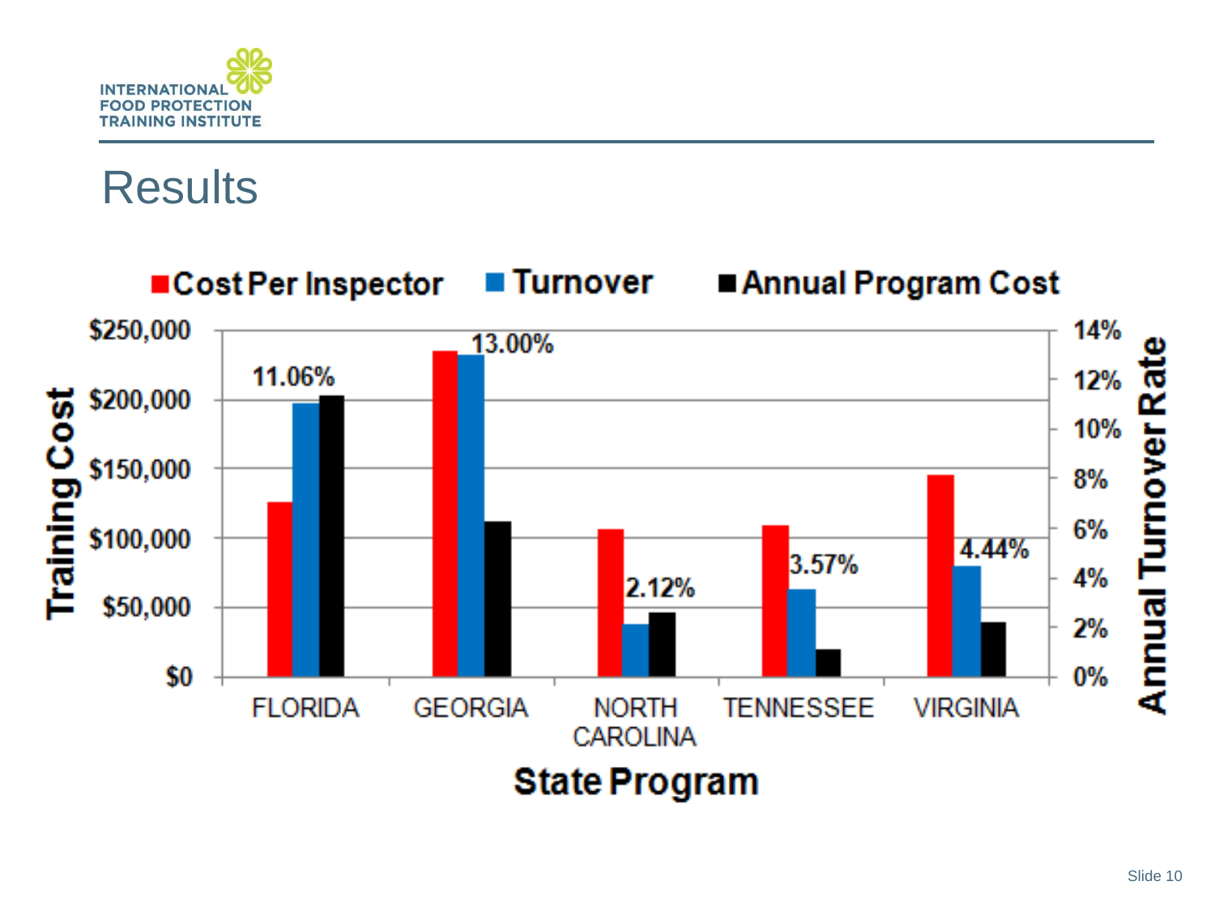# Results

Cost Per Inspector | Turnover | Annual Program Cost

Training Cost: $250,000, $200,000, $150,000, $100,000, $50,000, $0

Annual Turnover Rate: 14%, 12%, 10%, 8%, 6%, 4%, 2%, 0%

| State Program | Turnover |
|---|---|
| FLORIDA | 11.06% |
| GEORGIA | 13.00% |
| NORTH CAROLINA | 2.12% |
| TENNESSEE | 3.57% |
| VIRGINIA | 4.44% |

State Program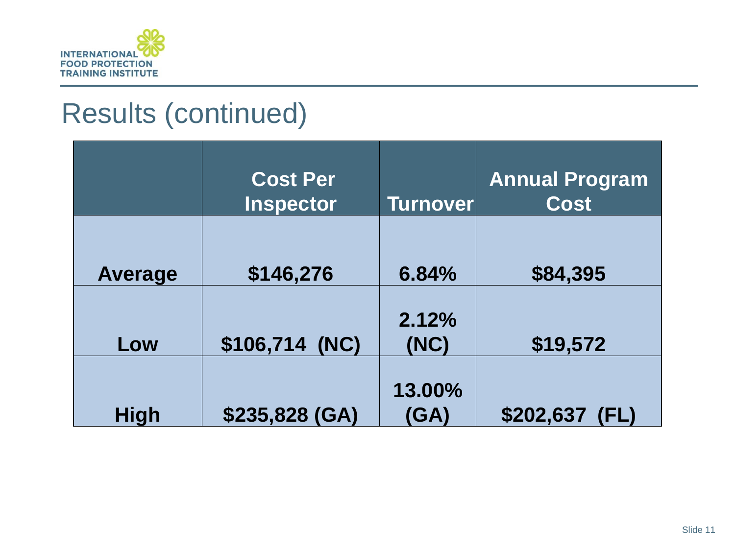# Results (continued)

| | Cost Per Inspector | Turnover | Annual Program Cost |
|---|---|---|---|
| **Average** | **$146,276** | **6.84%** | **$84,395** |
| **Low** | **$106,714 (NC)** | **2.12% (NC)** | **$19,572** |
| **High** | **$235,828 (GA)** | **13.00% (GA)** | **$202,637 (FL)** |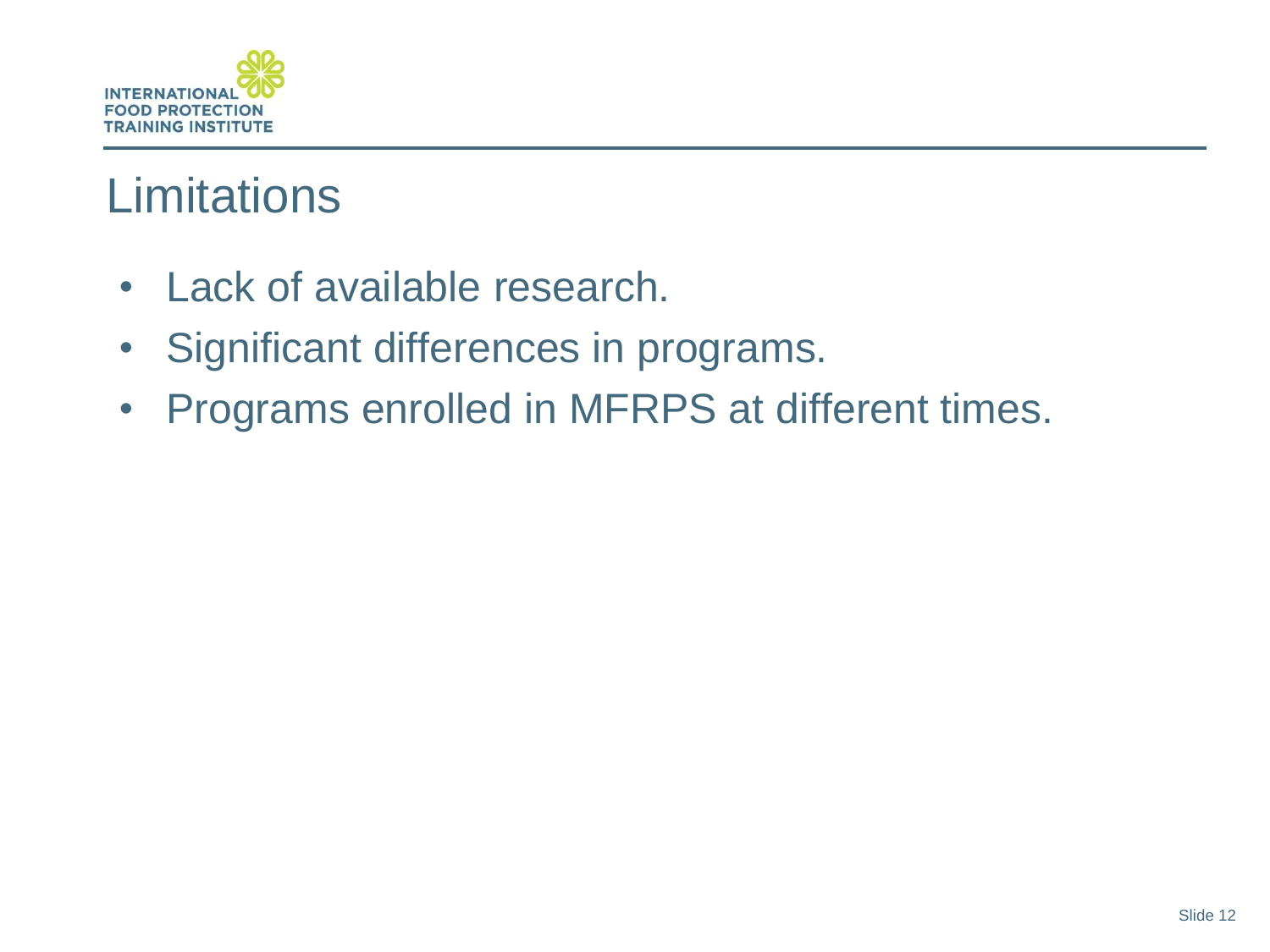# Limitations

- Lack of available research.
- Significant differences in programs.
- Programs enrolled in MFRPS at different times.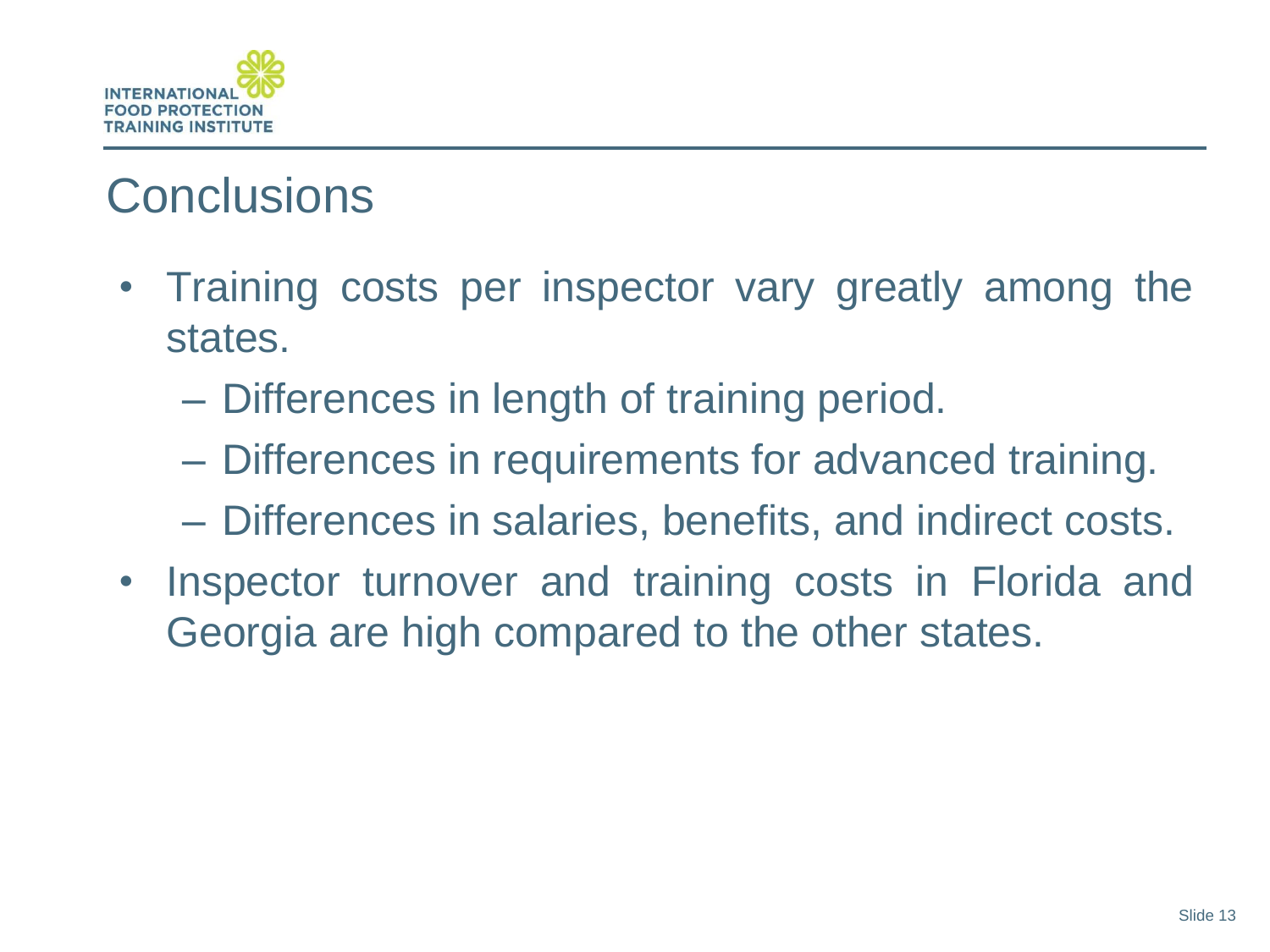# Conclusions

- Training costs per inspector vary greatly among the states.
  - Differences in length of training period.
  - Differences in requirements for advanced training.
  - Differences in salaries, benefits, and indirect costs.
- Inspector turnover and training costs in Florida and Georgia are high compared to the other states.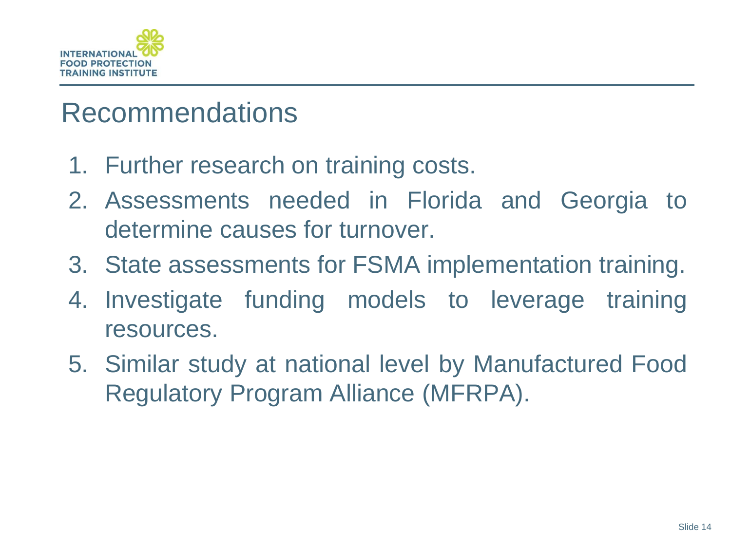# Recommendations

1. Further research on training costs.
2. Assessments needed in Florida and Georgia to determine causes for turnover.
3. State assessments for FSMA implementation training.
4. Investigate funding models to leverage training resources.
5. Similar study at national level by Manufactured Food Regulatory Program Alliance (MFRPA).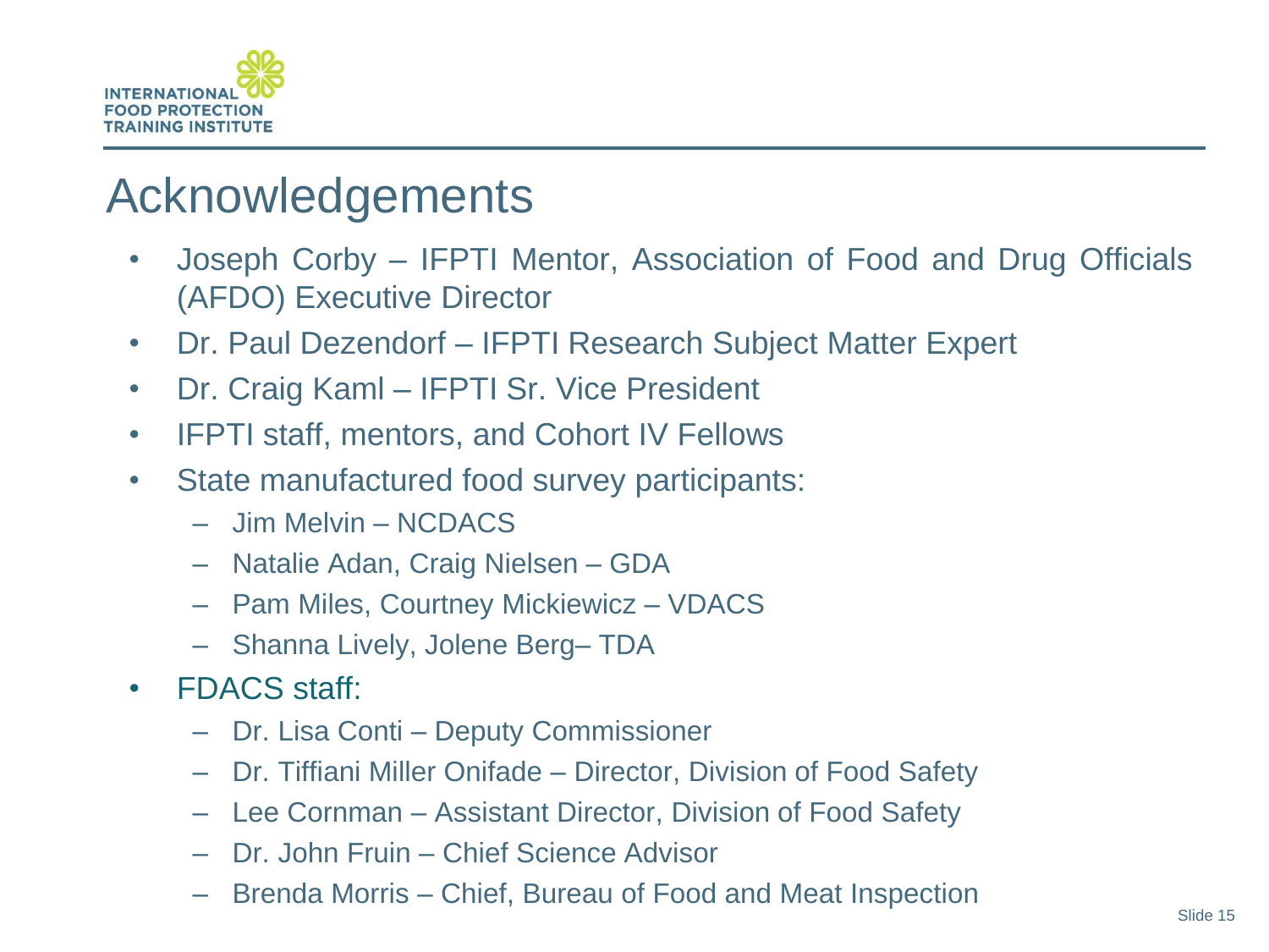# Acknowledgements

- Joseph Corby – IFPTI Mentor, Association of Food and Drug Officials (AFDO) Executive Director
- Dr. Paul Dezendorf – IFPTI Research Subject Matter Expert
- Dr. Craig Kaml – IFPTI Sr. Vice President
- IFPTI staff, mentors, and Cohort IV Fellows
- State manufactured food survey participants:
  - Jim Melvin – NCDACS
  - Natalie Adan, Craig Nielsen – GDA
  - Pam Miles, Courtney Mickiewicz – VDACS
  - Shanna Lively, Jolene Berg– TDA
- FDACS staff:
  - Dr. Lisa Conti – Deputy Commissioner
  - Dr. Tiffiani Miller Onifade – Director, Division of Food Safety
  - Lee Cornman – Assistant Director, Division of Food Safety
  - Dr. John Fruin – Chief Science Advisor
  - Brenda Morris – Chief, Bureau of Food and Meat Inspection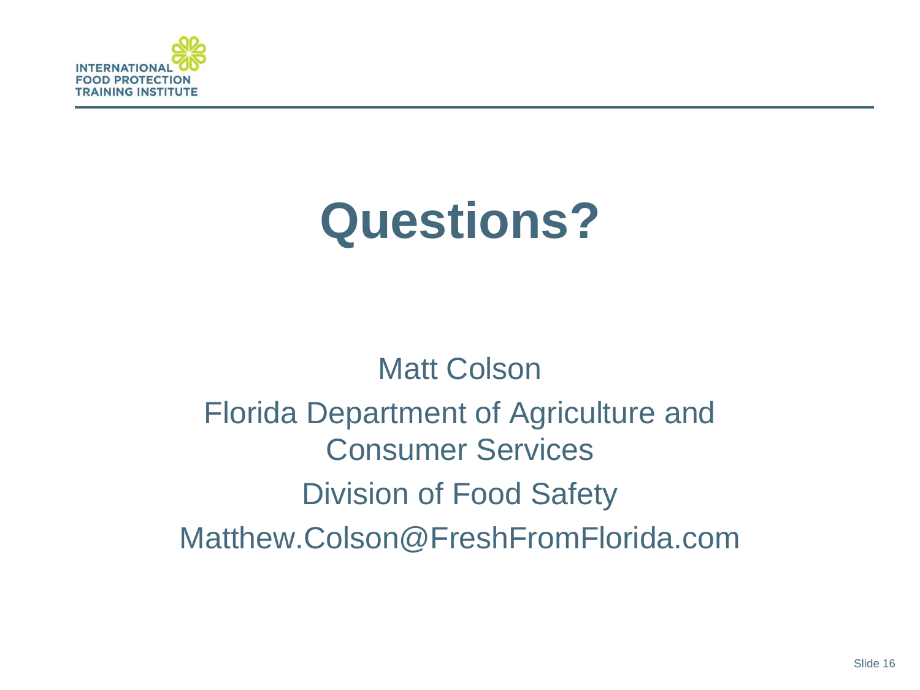# Questions?

Matt Colson

Florida Department of Agriculture and Consumer Services

Division of Food Safety

Matthew.Colson@FreshFromFlorida.com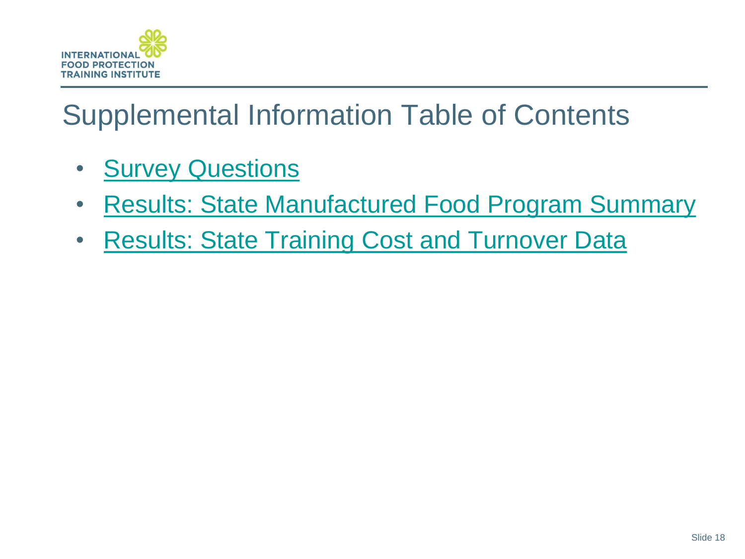# Supplemental Information Table of Contents

- Survey Questions
- Results: State Manufactured Food Program Summary
- Results: State Training Cost and Turnover Data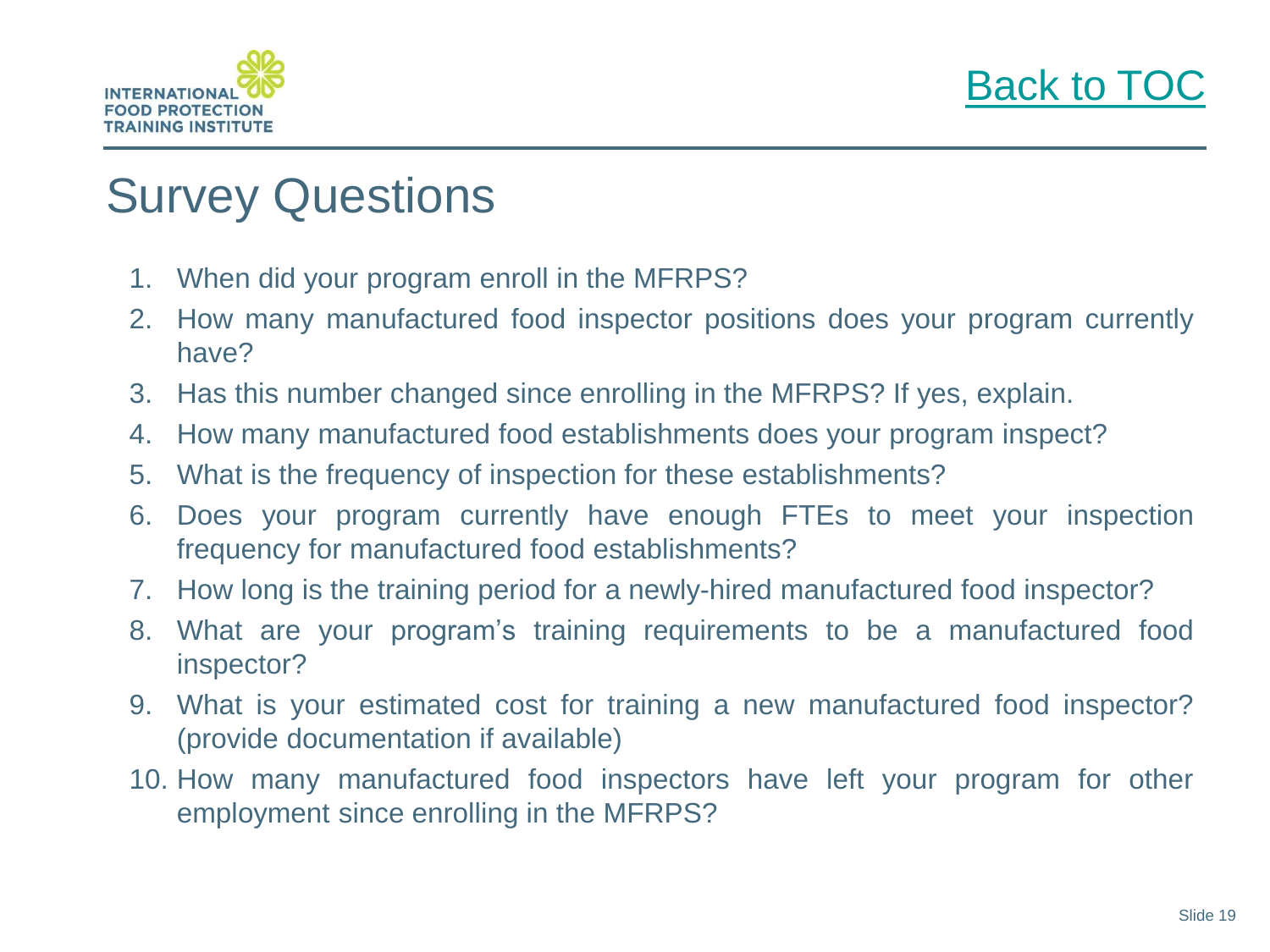# Survey Questions

1. When did your program enroll in the MFRPS?
2. How many manufactured food inspector positions does your program currently have?
3. Has this number changed since enrolling in the MFRPS? If yes, explain.
4. How many manufactured food establishments does your program inspect?
5. What is the frequency of inspection for these establishments?
6. Does your program currently have enough FTEs to meet your inspection frequency for manufactured food establishments?
7. How long is the training period for a newly-hired manufactured food inspector?
8. What are your program's training requirements to be a manufactured food inspector?
9. What is your estimated cost for training a new manufactured food inspector? (provide documentation if available)
10. How many manufactured food inspectors have left your program for other employment since enrolling in the MFRPS?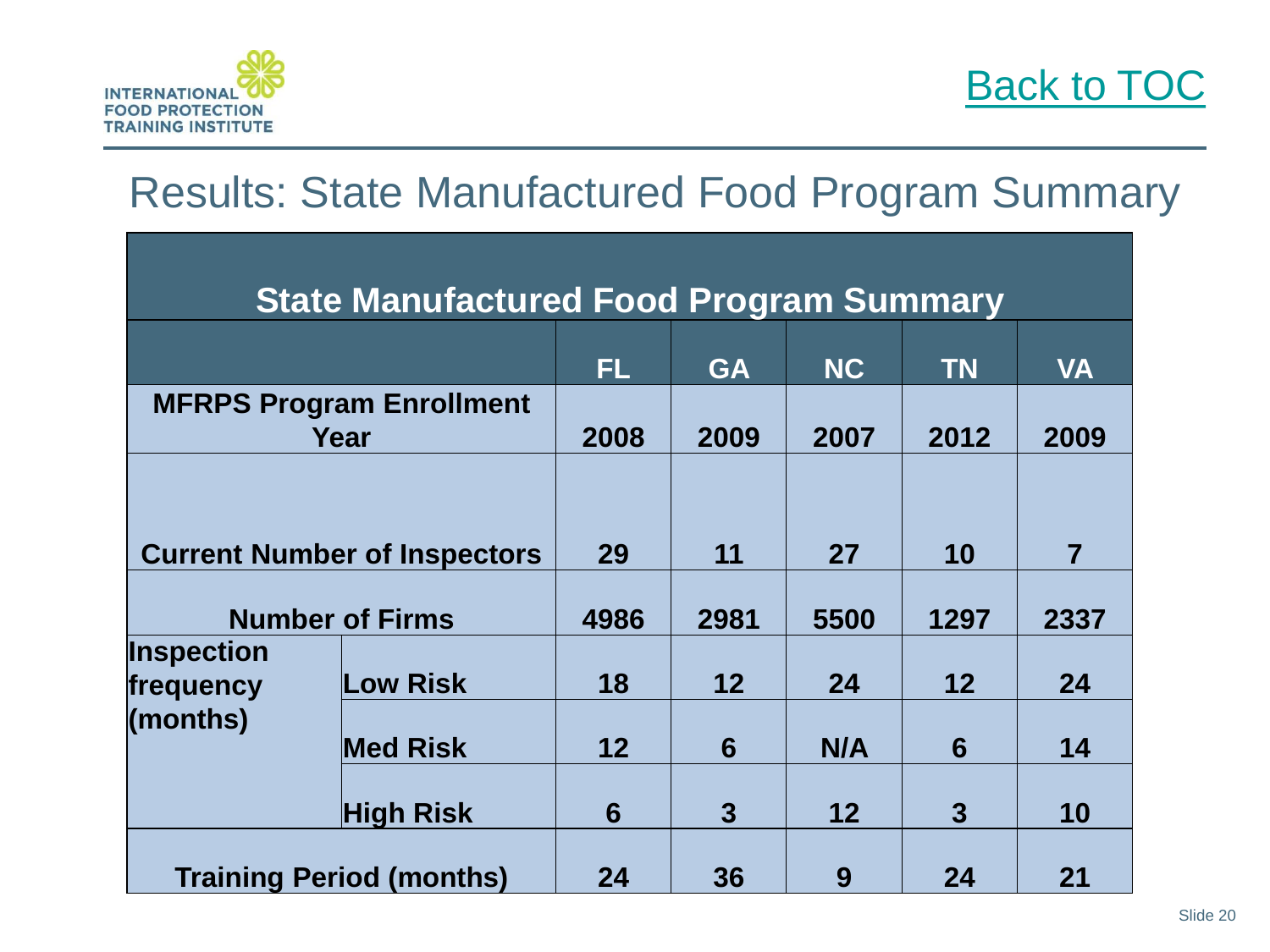## Results: State Manufactured Food Program Summary

| State Manufactured Food Program Summary | | | | | | |
|---|---|---|---|---|---|---|
| | | FL | GA | NC | TN | VA |
| MFRPS Program Enrollment Year | | 2008 | 2009 | 2007 | 2012 | 2009 |
| Current Number of Inspectors | | 29 | 11 | 27 | 10 | 7 |
| Number of Firms | | 4986 | 2981 | 5500 | 1297 | 2337 |
| Inspection frequency (months) | Low Risk | 18 | 12 | 24 | 12 | 24 |
| | Med Risk | 12 | 6 | N/A | 6 | 14 |
| | High Risk | 6 | 3 | 12 | 3 | 10 |
| Training Period (months) | | 24 | 36 | 9 | 24 | 21 |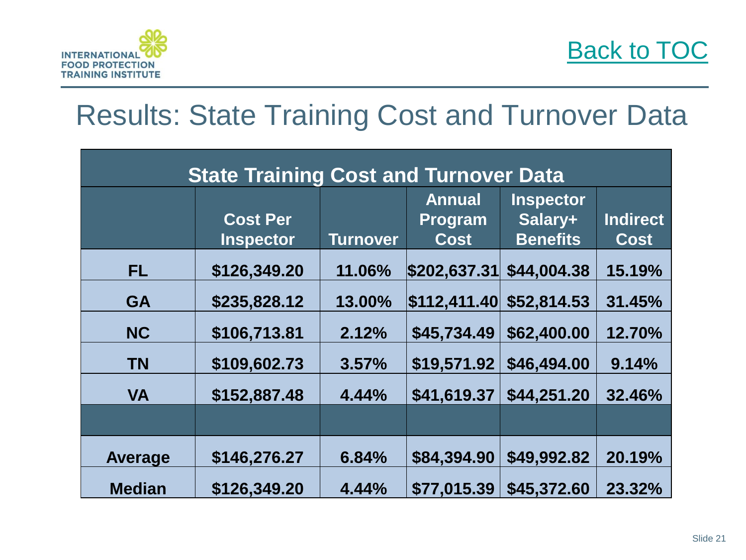# Results: State Training Cost and Turnover Data

| State Training Cost and Turnover Data | | | | | |
|---|---|---|---|---|---|
| | Cost Per Inspector | Turnover | Annual Program Cost | Inspector Salary+ Benefits | Indirect Cost |
| FL | $126,349.20 | 11.06% | $202,637.31 | $44,004.38 | 15.19% |
| GA | $235,828.12 | 13.00% | $112,411.40 | $52,814.53 | 31.45% |
| NC | $106,713.81 | 2.12% | $45,734.49 | $62,400.00 | 12.70% |
| TN | $109,602.73 | 3.57% | $19,571.92 | $46,494.00 | 9.14% |
| VA | $152,887.48 | 4.44% | $41,619.37 | $44,251.20 | 32.46% |
| | | | | | |
| Average | $146,276.27 | 6.84% | $84,394.90 | $49,992.82 | 20.19% |
| Median | $126,349.20 | 4.44% | $77,015.39 | $45,372.60 | 23.32% |